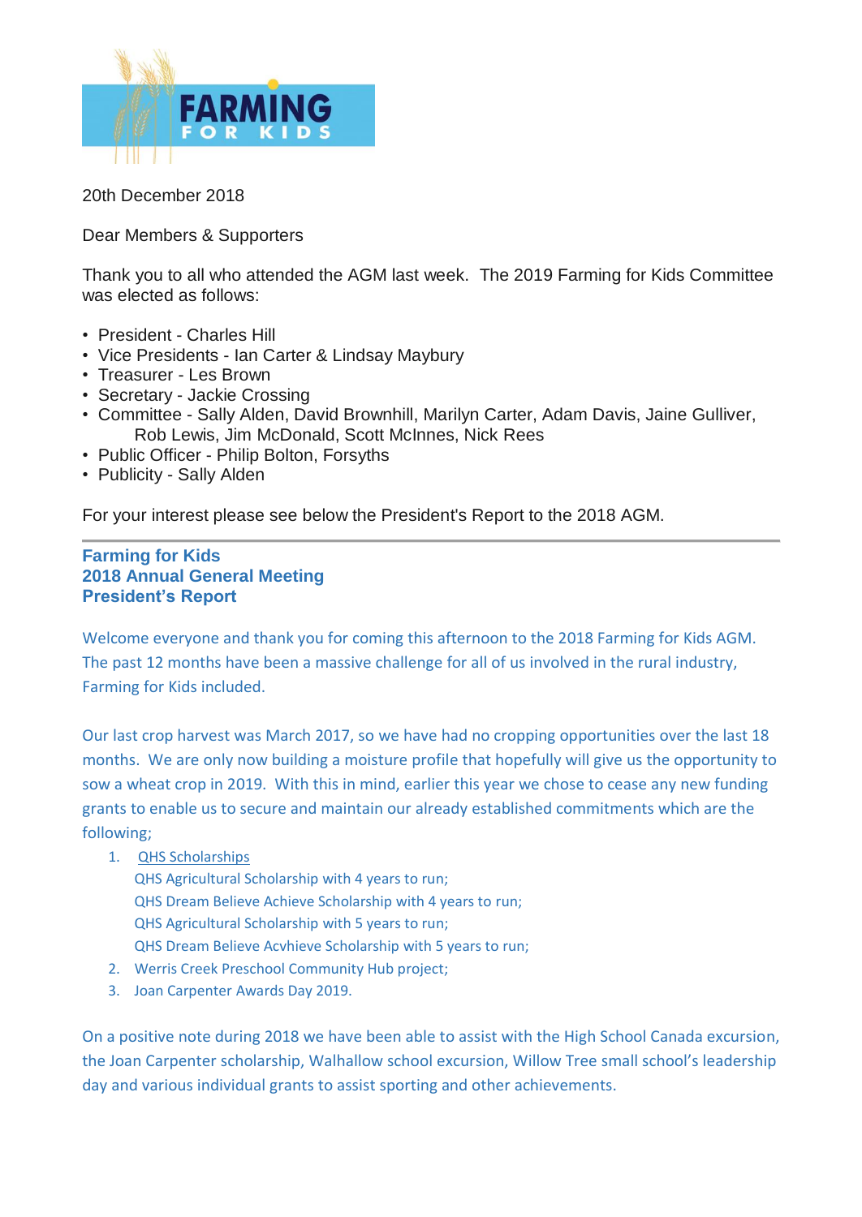FARMING FOR KIDS

20th December 2018

Dear Members & Supporters

Thank you to all who attended the AGM last week. The 2019 Farming for Kids Committee was elected as follows:

- President - Charles Hill
- Vice Presidents - Ian Carter & Lindsay Maybury
- Treasurer - Les Brown
- Secretary - Jackie Crossing
- Committee - Sally Alden, David Brownhill, Marilyn Carter, Adam Davis, Jaine Gulliver, Rob Lewis, Jim McDonald, Scott McInnes, Nick Rees
- Public Officer - Philip Bolton, Forsyths
- Publicity - Sally Alden

For your interest please see below the President's Report to the 2018 AGM.

---

## Farming for Kids
## 2018 Annual General Meeting
## President's Report

Welcome everyone and thank you for coming this afternoon to the 2018 Farming for Kids AGM. The past 12 months have been a massive challenge for all of us involved in the rural industry, Farming for Kids included.

Our last crop harvest was March 2017, so we have had no cropping opportunities over the last 18 months. We are only now building a moisture profile that hopefully will give us the opportunity to sow a wheat crop in 2019. With this in mind, earlier this year we chose to cease any new funding grants to enable us to secure and maintain our already established commitments which are the following;

1. QHS Scholarships
   QHS Agricultural Scholarship with 4 years to run;
   QHS Dream Believe Achieve Scholarship with 4 years to run;
   QHS Agricultural Scholarship with 5 years to run;
   QHS Dream Believe Acvhieve Scholarship with 5 years to run;
2. Werris Creek Preschool Community Hub project;
3. Joan Carpenter Awards Day 2019.

On a positive note during 2018 we have been able to assist with the High School Canada excursion, the Joan Carpenter scholarship, Walhallow school excursion, Willow Tree small school's leadership day and various individual grants to assist sporting and other achievements.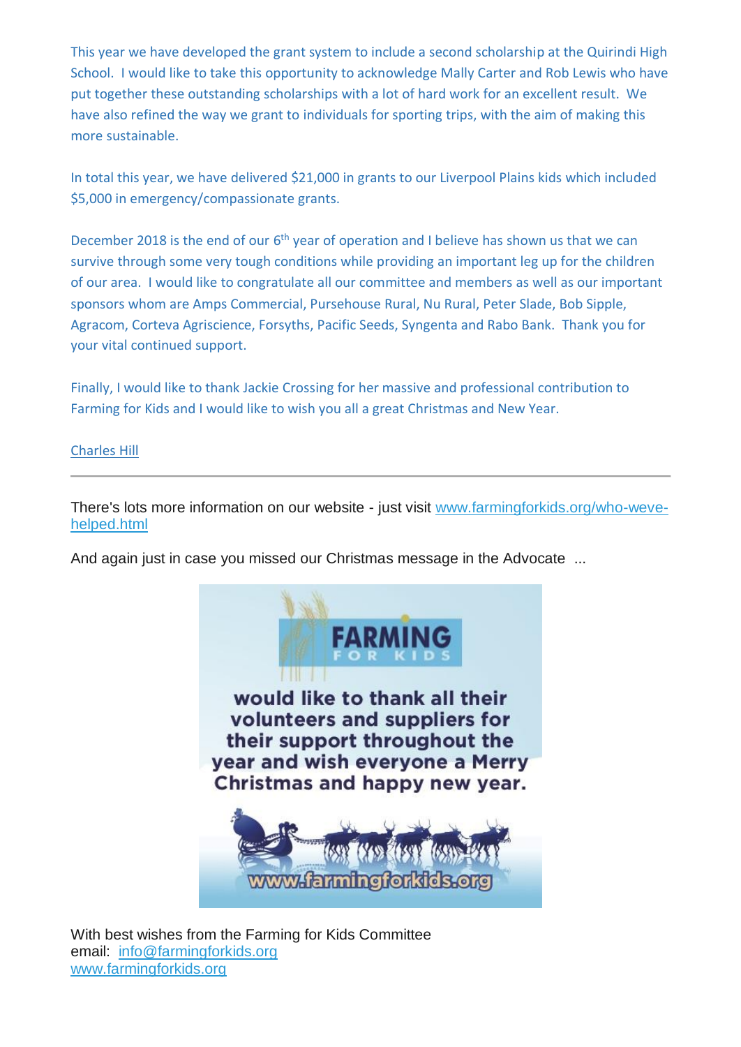This year we have developed the grant system to include a second scholarship at the Quirindi High School. I would like to take this opportunity to acknowledge Mally Carter and Rob Lewis who have put together these outstanding scholarships with a lot of hard work for an excellent result. We have also refined the way we grant to individuals for sporting trips, with the aim of making this more sustainable.

In total this year, we have delivered $21,000 in grants to our Liverpool Plains kids which included $5,000 in emergency/compassionate grants.

December 2018 is the end of our 6th year of operation and I believe has shown us that we can survive through some very tough conditions while providing an important leg up for the children of our area. I would like to congratulate all our committee and members as well as our important sponsors whom are Amps Commercial, Pursehouse Rural, Nu Rural, Peter Slade, Bob Sipple, Agracom, Corteva Agriscience, Forsyths, Pacific Seeds, Syngenta and Rabo Bank. Thank you for your vital continued support.

Finally, I would like to thank Jackie Crossing for her massive and professional contribution to Farming for Kids and I would like to wish you all a great Christmas and New Year.

Charles Hill

---

There's lots more information on our website - just visit www.farmingforkids.org/who-weve-helped.html

And again just in case you missed our Christmas message in the Advocate ...

FARMING FOR KIDS

would like to thank all their volunteers and suppliers for their support throughout the year and wish everyone a Merry Christmas and happy new year.

www.farmingforkids.org

With best wishes from the Farming for Kids Committee
email: info@farmingforkids.org
www.farmingforkids.org